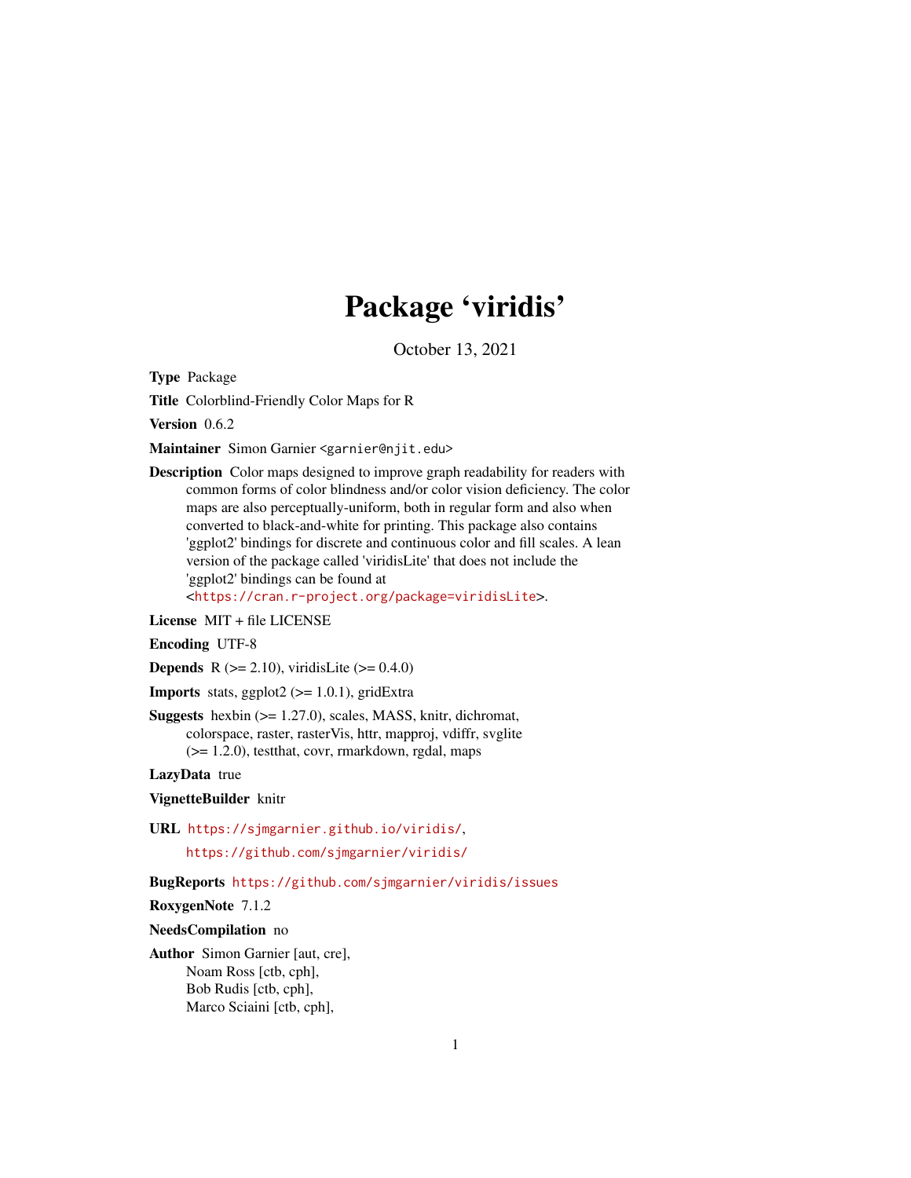# Package 'viridis'

October 13, 2021

**Type** Package

**Title** Colorblind-Friendly Color Maps for R

**Version** 0.6.2

**Maintainer** Simon Garnier <garnier@njit.edu>

**Description** Color maps designed to improve graph readability for readers with common forms of color blindness and/or color vision deficiency. The color maps are also perceptually-uniform, both in regular form and also when converted to black-and-white for printing. This package also contains 'ggplot2' bindings for discrete and continuous color and fill scales. A lean version of the package called 'viridisLite' that does not include the 'ggplot2' bindings can be found at <https://cran.r-project.org/package=viridisLite>.

**License** MIT + file LICENSE

**Encoding** UTF-8

**Depends** R (>= 2.10), viridisLite (>= 0.4.0)

**Imports** stats, ggplot2 (>= 1.0.1), gridExtra

**Suggests** hexbin (>= 1.27.0), scales, MASS, knitr, dichromat, colorspace, raster, rasterVis, httr, mapproj, vdiffr, svglite (>= 1.2.0), testthat, covr, rmarkdown, rgdal, maps

**LazyData** true

**VignetteBuilder** knitr

**URL** https://sjmgarnier.github.io/viridis/, https://github.com/sjmgarnier/viridis/

**BugReports** https://github.com/sjmgarnier/viridis/issues

**RoxygenNote** 7.1.2

**NeedsCompilation** no

**Author** Simon Garnier [aut, cre],
Noam Ross [ctb, cph],
Bob Rudis [ctb, cph],
Marco Sciaini [ctb, cph],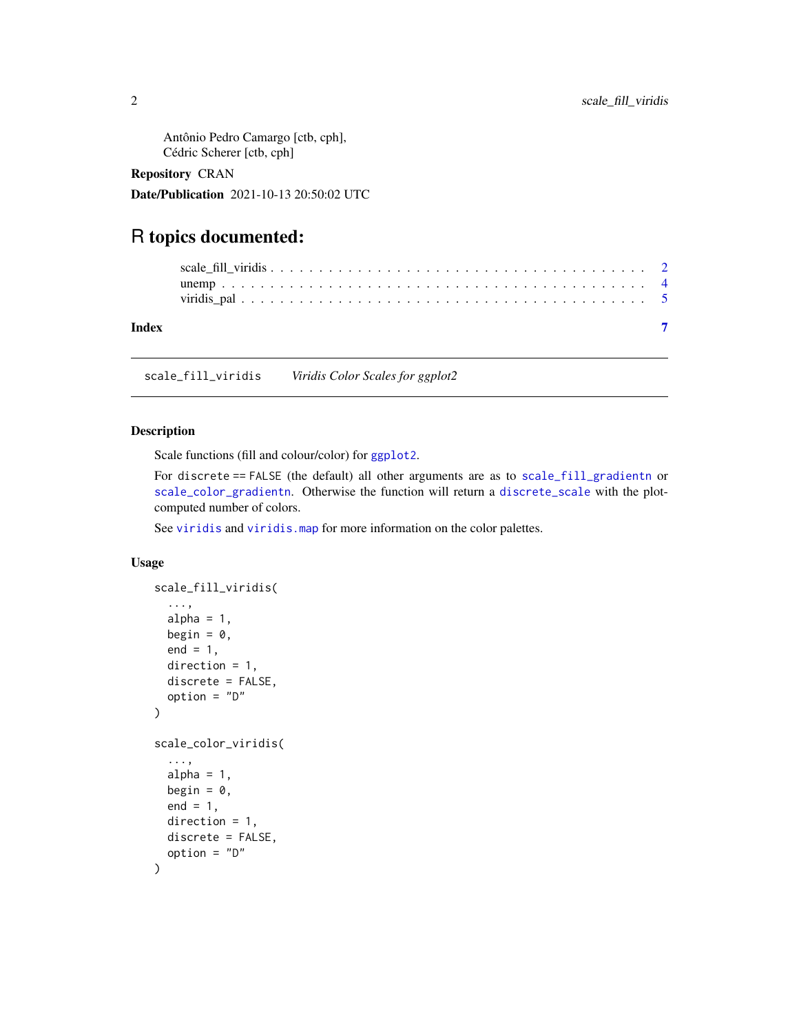Antônio Pedro Camargo [ctb, cph],
Cédric Scherer [ctb, cph]

**Repository** CRAN

**Date/Publication** 2021-10-13 20:50:02 UTC

# R topics documented:

scale_fill_viridis . . . . . . . . . . 2
unemp . . . . . . . . . . 4
viridis_pal . . . . . . . . . . 5

**Index** 7

---

`scale_fill_viridis` *Viridis Color Scales for ggplot2*

---

## Description

Scale functions (fill and colour/color) for `ggplot2`.

For `discrete == FALSE` (the default) all other arguments are as to `scale_fill_gradientn` or `scale_color_gradientn`. Otherwise the function will return a `discrete_scale` with the plot-computed number of colors.

See `viridis` and `viridis.map` for more information on the color palettes.

## Usage

```
scale_fill_viridis(
  ...,
  alpha = 1,
  begin = 0,
  end = 1,
  direction = 1,
  discrete = FALSE,
  option = "D"
)

scale_color_viridis(
  ...,
  alpha = 1,
  begin = 0,
  end = 1,
  direction = 1,
  discrete = FALSE,
  option = "D"
)
```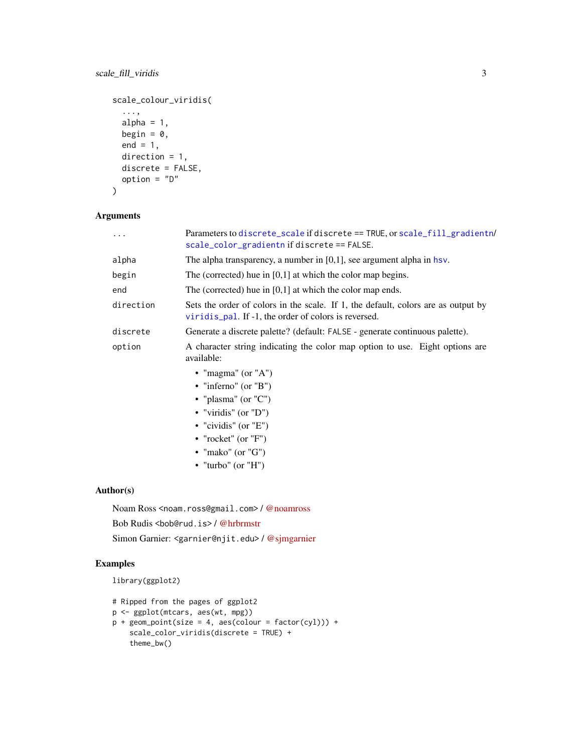```
scale_colour_viridis(
  ...,
  alpha = 1,
  begin = 0,
  end = 1,
  direction = 1,
  discrete = FALSE,
  option = "D"
)
```

## Arguments

| | |
|---|---|
| `...` | Parameters to `discrete_scale` if `discrete == TRUE`, or `scale_fill_gradientn`/ `scale_color_gradientn` if `discrete == FALSE`. |
| `alpha` | The alpha transparency, a number in [0,1], see argument alpha in `hsv`. |
| `begin` | The (corrected) hue in [0,1] at which the color map begins. |
| `end` | The (corrected) hue in [0,1] at which the color map ends. |
| `direction` | Sets the order of colors in the scale. If 1, the default, colors are as output by `viridis_pal`. If -1, the order of colors is reversed. |
| `discrete` | Generate a discrete palette? (default: `FALSE` - generate continuous palette). |
| `option` | A character string indicating the color map option to use. Eight options are available: <br>• "magma" (or "A") <br>• "inferno" (or "B") <br>• "plasma" (or "C") <br>• "viridis" (or "D") <br>• "cividis" (or "E") <br>• "rocket" (or "F") <br>• "mako" (or "G") <br>• "turbo" (or "H") |

## Author(s)

Noam Ross <noam.ross@gmail.com> / @noamross

Bob Rudis <bob@rud.is> / @hrbrmstr

Simon Garnier: <garnier@njit.edu> / @sjmgarnier

## Examples

```
library(ggplot2)

# Ripped from the pages of ggplot2
p <- ggplot(mtcars, aes(wt, mpg))
p + geom_point(size = 4, aes(colour = factor(cyl))) +
    scale_color_viridis(discrete = TRUE) +
    theme_bw()
```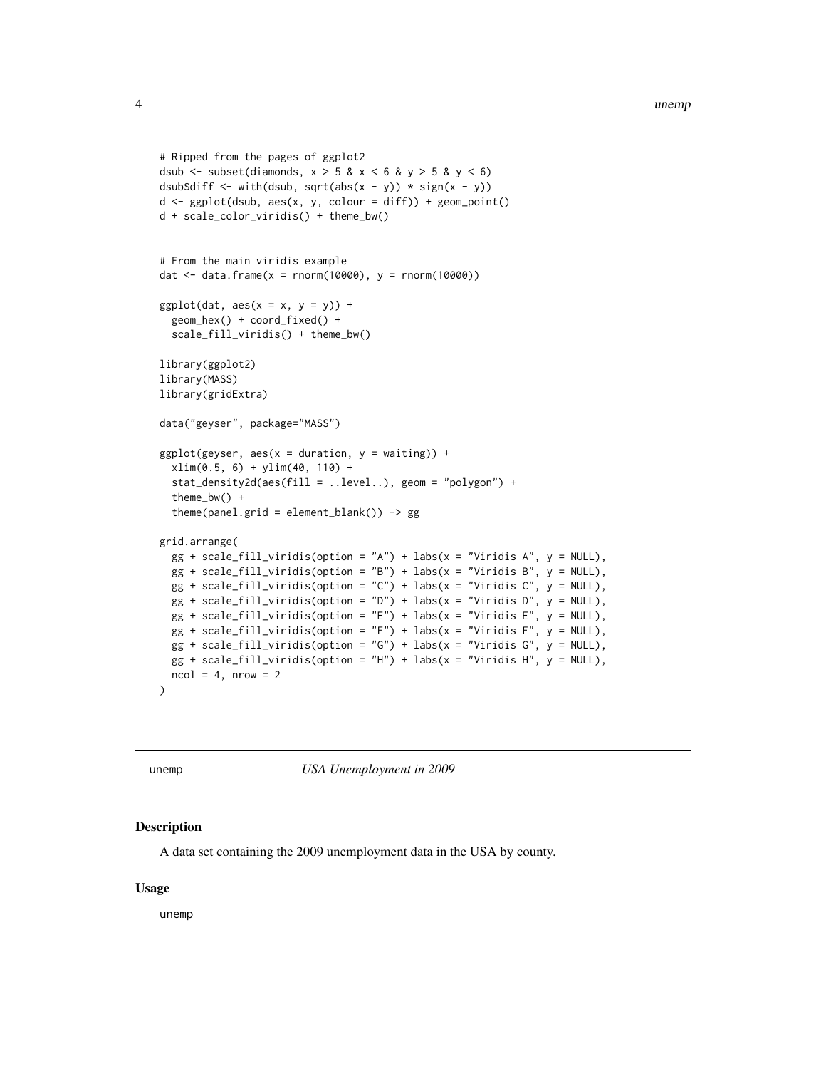```
# Ripped from the pages of ggplot2
dsub <- subset(diamonds, x > 5 & x < 6 & y > 5 & y < 6)
dsub$diff <- with(dsub, sqrt(abs(x - y)) * sign(x - y))
d <- ggplot(dsub, aes(x, y, colour = diff)) + geom_point()
d + scale_color_viridis() + theme_bw()


# From the main viridis example
dat <- data.frame(x = rnorm(10000), y = rnorm(10000))

ggplot(dat, aes(x = x, y = y)) +
  geom_hex() + coord_fixed() +
  scale_fill_viridis() + theme_bw()

library(ggplot2)
library(MASS)
library(gridExtra)

data("geyser", package="MASS")

ggplot(geyser, aes(x = duration, y = waiting)) +
  xlim(0.5, 6) + ylim(40, 110) +
  stat_density2d(aes(fill = ..level..), geom = "polygon") +
  theme_bw() +
  theme(panel.grid = element_blank()) -> gg

grid.arrange(
  gg + scale_fill_viridis(option = "A") + labs(x = "Viridis A", y = NULL),
  gg + scale_fill_viridis(option = "B") + labs(x = "Viridis B", y = NULL),
  gg + scale_fill_viridis(option = "C") + labs(x = "Viridis C", y = NULL),
  gg + scale_fill_viridis(option = "D") + labs(x = "Viridis D", y = NULL),
  gg + scale_fill_viridis(option = "E") + labs(x = "Viridis E", y = NULL),
  gg + scale_fill_viridis(option = "F") + labs(x = "Viridis F", y = NULL),
  gg + scale_fill_viridis(option = "G") + labs(x = "Viridis G", y = NULL),
  gg + scale_fill_viridis(option = "H") + labs(x = "Viridis H", y = NULL),
  ncol = 4, nrow = 2
)
```

---

## unemp — *USA Unemployment in 2009*

### Description

A data set containing the 2009 unemployment data in the USA by county.

### Usage

```
unemp
```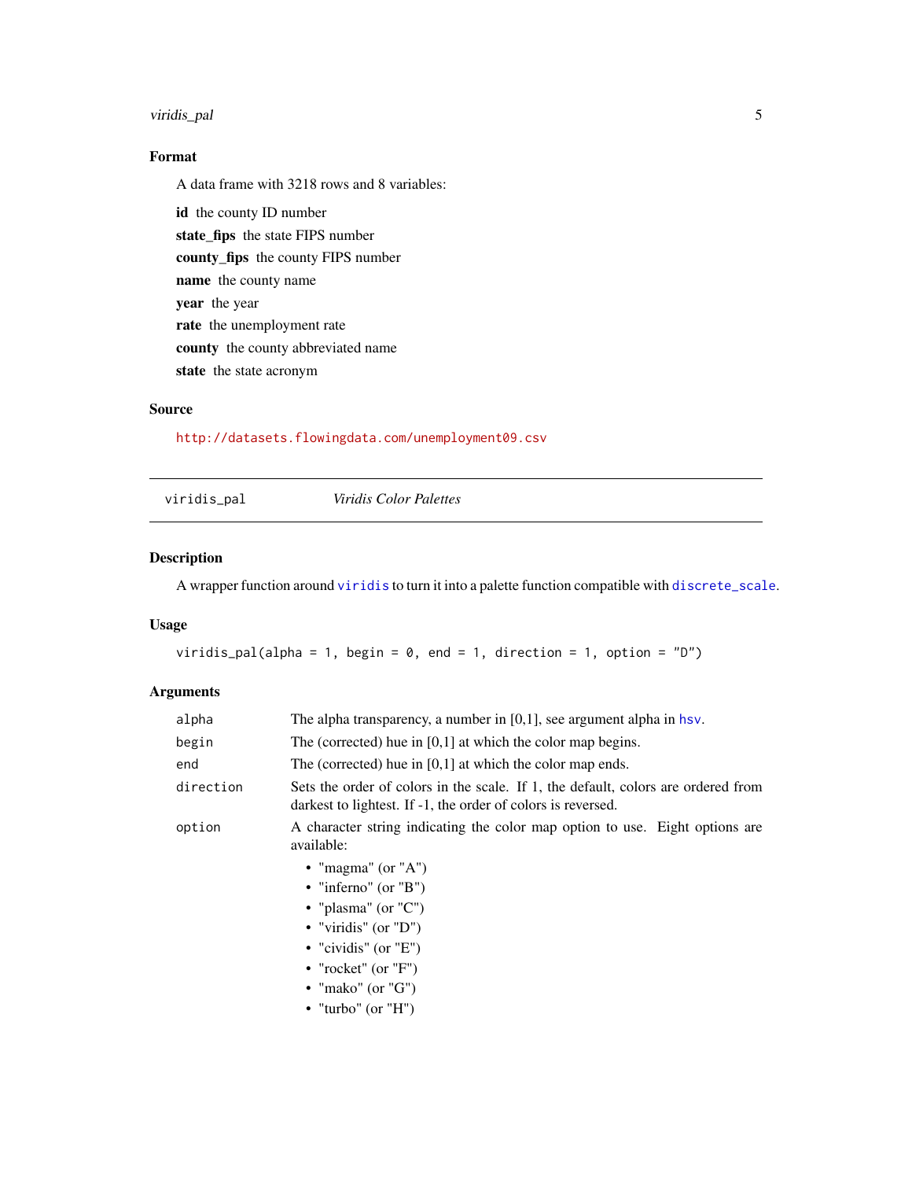### Format

A data frame with 3218 rows and 8 variables:

**id** the county ID number

**state_fips** the state FIPS number

**county_fips** the county FIPS number

**name** the county name

**year** the year

**rate** the unemployment rate

**county** the county abbreviated name

**state** the state acronym

### Source

http://datasets.flowingdata.com/unemployment09.csv

---

## viridis_pal — *Viridis Color Palettes*

---

### Description

A wrapper function around `viridis` to turn it into a palette function compatible with `discrete_scale`.

### Usage

```
viridis_pal(alpha = 1, begin = 0, end = 1, direction = 1, option = "D")
```

### Arguments

| | |
|---|---|
| `alpha` | The alpha transparency, a number in [0,1], see argument alpha in `hsv`. |
| `begin` | The (corrected) hue in [0,1] at which the color map begins. |
| `end` | The (corrected) hue in [0,1] at which the color map ends. |
| `direction` | Sets the order of colors in the scale. If 1, the default, colors are ordered from darkest to lightest. If -1, the order of colors is reversed. |
| `option` | A character string indicating the color map option to use. Eight options are available: <br>• "magma" (or "A") <br>• "inferno" (or "B") <br>• "plasma" (or "C") <br>• "viridis" (or "D") <br>• "cividis" (or "E") <br>• "rocket" (or "F") <br>• "mako" (or "G") <br>• "turbo" (or "H") |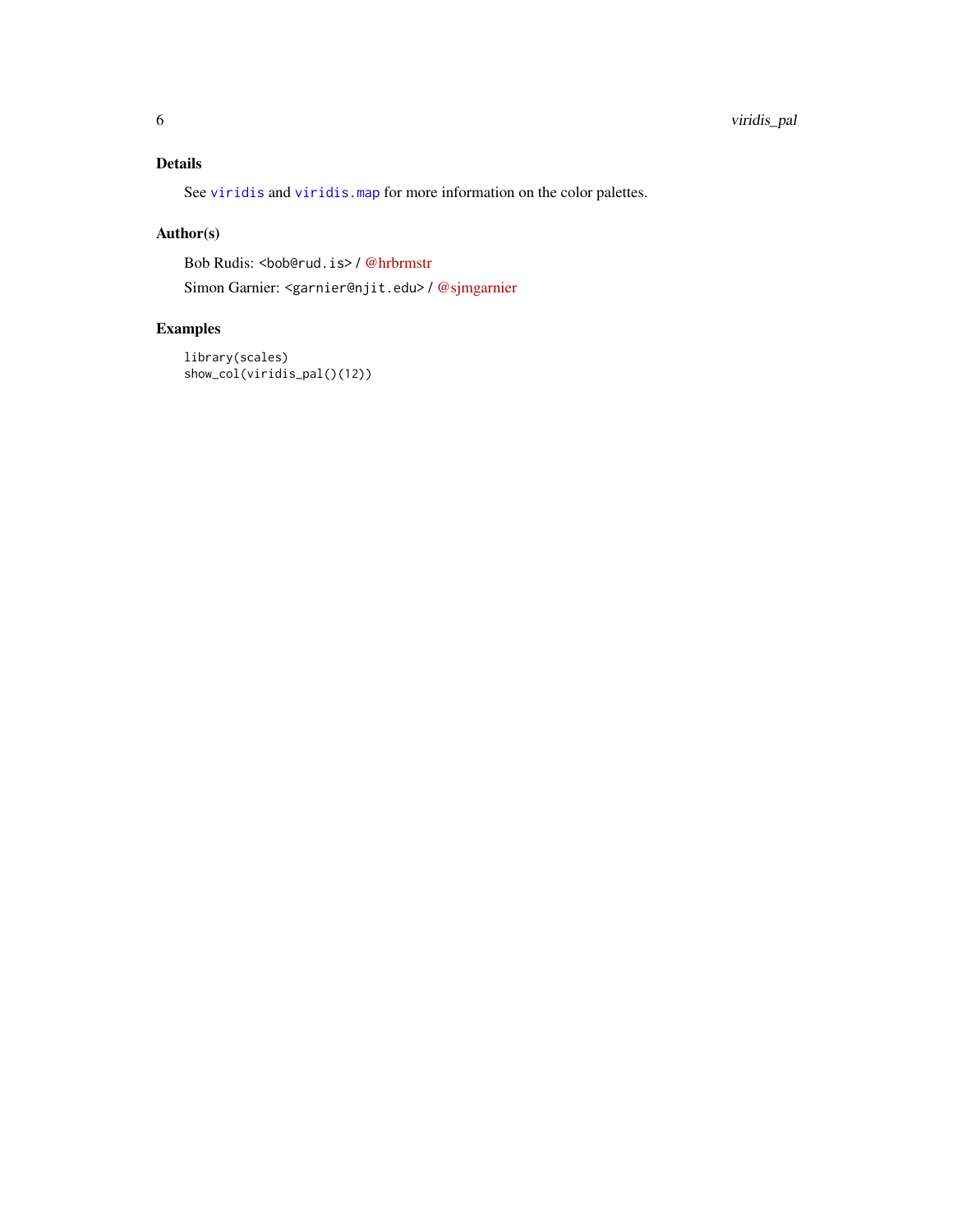## Details

See `viridis` and `viridis.map` for more information on the color palettes.

## Author(s)

Bob Rudis: <bob@rud.is> / @hrbrmstr

Simon Garnier: <garnier@njit.edu> / @sjmgarnier

## Examples

```
library(scales)
show_col(viridis_pal()(12))
```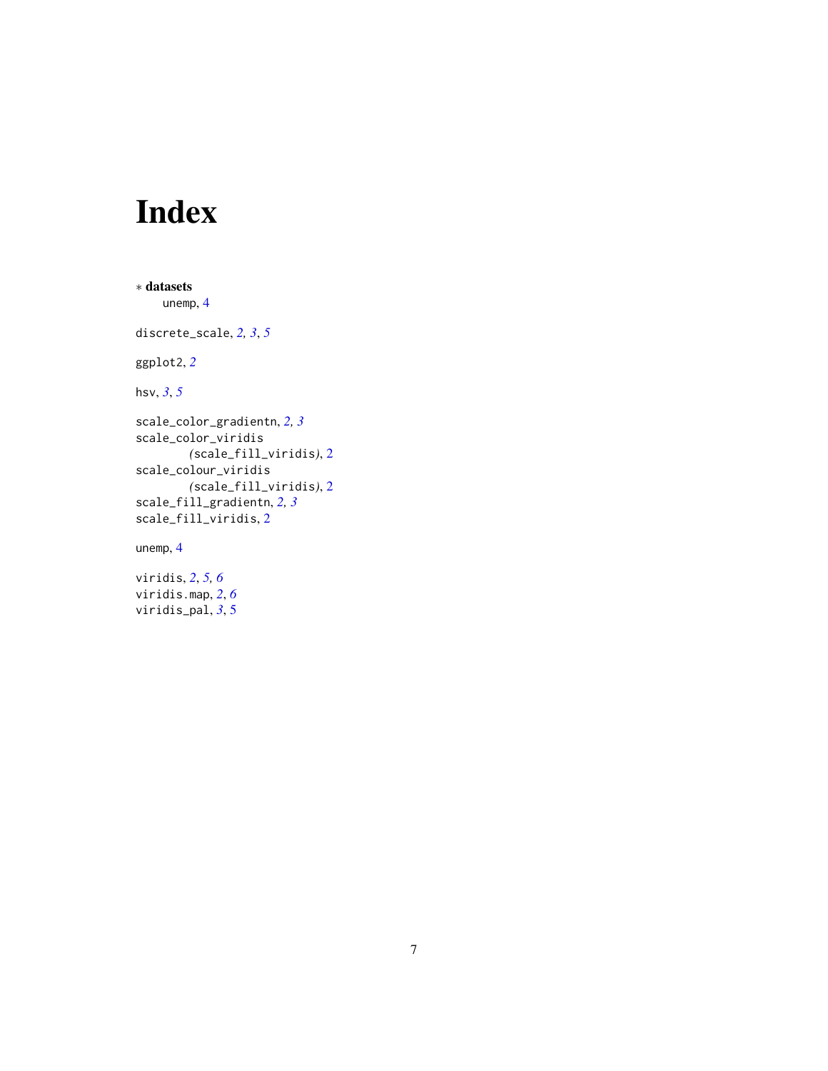# Index

∗ **datasets**
    unemp, 4

discrete_scale, *2, 3*, *5*

ggplot2, *2*

hsv, *3*, *5*

scale_color_gradientn, *2, 3*
scale_color_viridis
        *(*scale_fill_viridis*)*, 2
scale_colour_viridis
        *(*scale_fill_viridis*)*, 2
scale_fill_gradientn, *2, 3*
scale_fill_viridis, 2

unemp, 4

viridis, *2*, *5, 6*
viridis.map, *2*, *6*
viridis_pal, *3*, 5